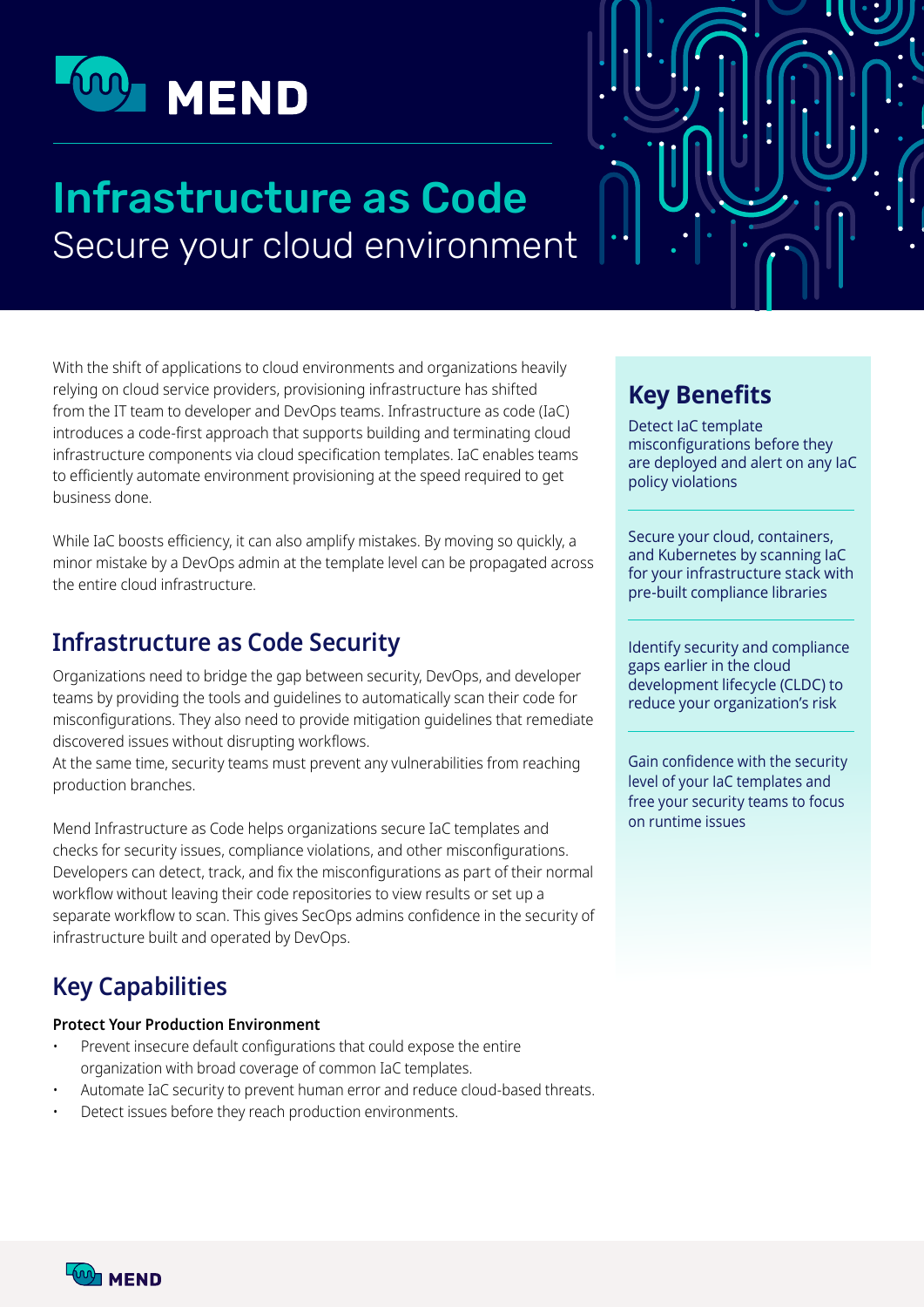# Infrastructure as Code

Secure your cloud environment

With the shift of applications to cloud environments and organizations heavily relying on cloud service providers, provisioning infrastructure has shifted from the IT team to developer and DevOps teams. Infrastructure as code (IaC) introduces a code-first approach that supports building and terminating cloud infrastructure components via cloud specification templates. IaC enables teams to efficiently automate environment provisioning at the speed required to get business done.

While IaC boosts efficiency, it can also amplify mistakes. By moving so quickly, a minor mistake by a DevOps admin at the template level can be propagated across the entire cloud infrastructure.

## Infrastructure as Code Security

Organizations need to bridge the gap between security, DevOps, and developer teams by providing the tools and guidelines to automatically scan their code for misconfigurations. They also need to provide mitigation guidelines that remediate discovered issues without disrupting workflows.
At the same time, security teams must prevent any vulnerabilities from reaching production branches.

Mend Infrastructure as Code helps organizations secure IaC templates and checks for security issues, compliance violations, and other misconfigurations. Developers can detect, track, and fix the misconfigurations as part of their normal workflow without leaving their code repositories to view results or set up a separate workflow to scan. This gives SecOps admins confidence in the security of infrastructure built and operated by DevOps.

## Key Capabilities

**Protect Your Production Environment**

- Prevent insecure default configurations that could expose the entire organization with broad coverage of common IaC templates.
- Automate IaC security to prevent human error and reduce cloud-based threats.
- Detect issues before they reach production environments.

## Key Benefits

Detect IaC template misconfigurations before they are deployed and alert on any IaC policy violations

Secure your cloud, containers, and Kubernetes by scanning IaC for your infrastructure stack with pre-built compliance libraries

Identify security and compliance gaps earlier in the cloud development lifecycle (CLDC) to reduce your organization's risk

Gain confidence with the security level of your IaC templates and free your security teams to focus on runtime issues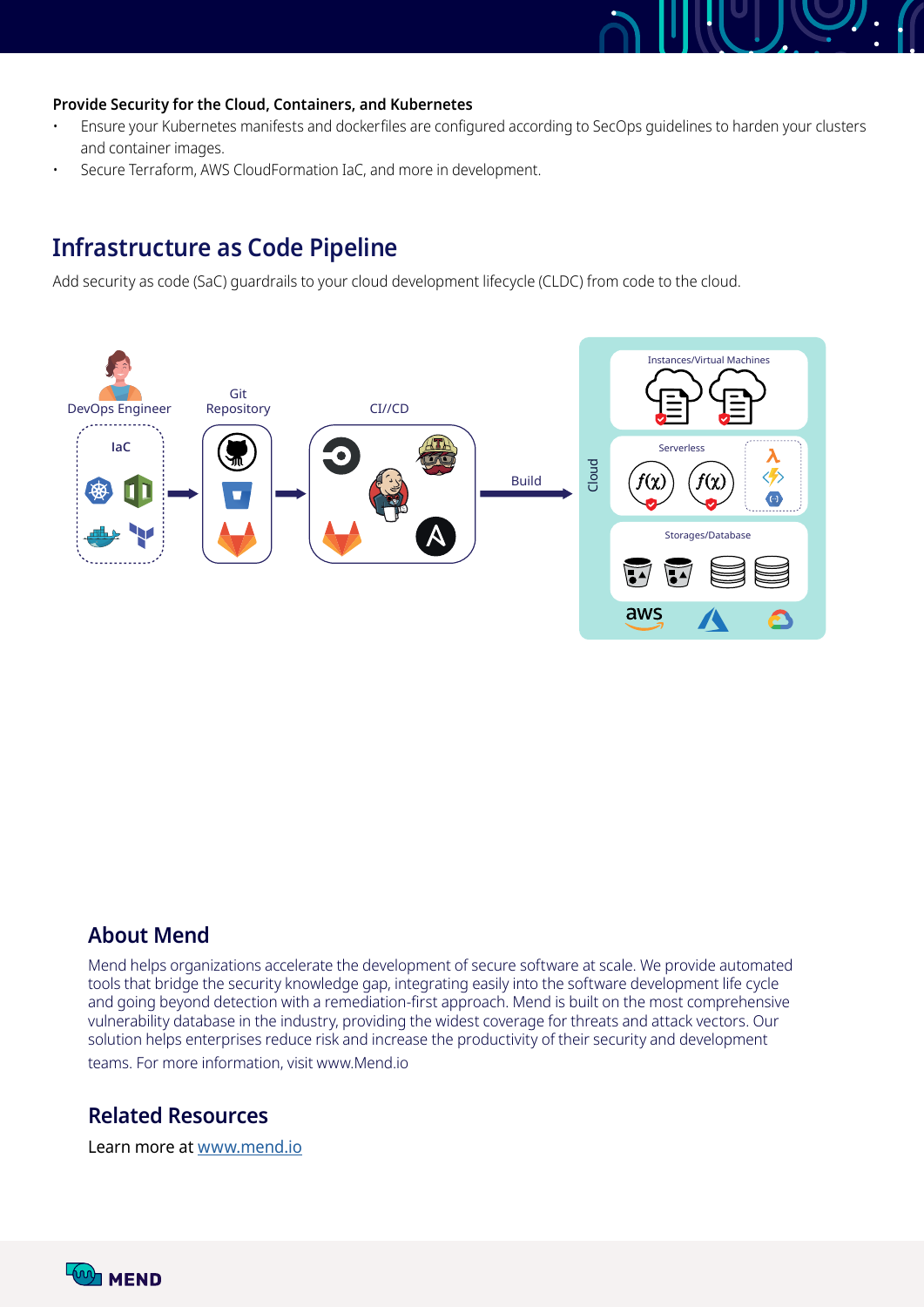**Provide Security for the Cloud, Containers, and Kubernetes**

- Ensure your Kubernetes manifests and dockerfiles are configured according to SecOps guidelines to harden your clusters and container images.
- Secure Terraform, AWS CloudFormation IaC, and more in development.

## Infrastructure as Code Pipeline

Add security as code (SaC) guardrails to your cloud development lifecycle (CLDC) from code to the cloud.

DevOps Engineer

IaC

Git Repository

CI//CD

Build

Cloud

Instances/Virtual Machines

Serverless

Storages/Database

## About Mend

Mend helps organizations accelerate the development of secure software at scale. We provide automated tools that bridge the security knowledge gap, integrating easily into the software development life cycle and going beyond detection with a remediation-first approach. Mend is built on the most comprehensive vulnerability database in the industry, providing the widest coverage for threats and attack vectors. Our solution helps enterprises reduce risk and increase the productivity of their security and development teams. For more information, visit www.Mend.io

## Related Resources

Learn more at [www.mend.io](www.mend.io)